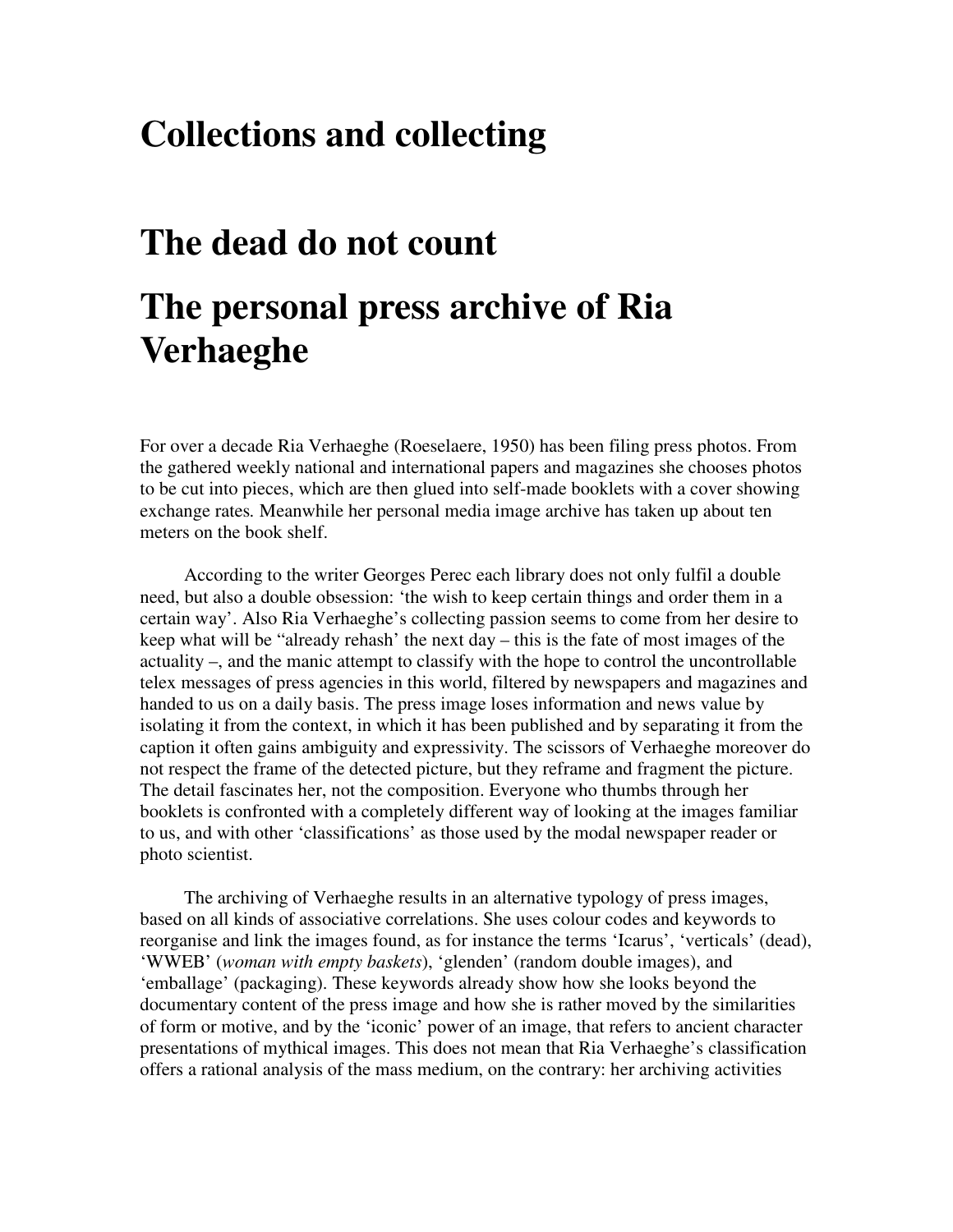# Collections and collecting

# The dead do not count

# The personal press archive of Ria Verhaeghe

For over a decade Ria Verhaeghe (Roeselaere, 1950) has been filing press photos. From the gathered weekly national and international papers and magazines she chooses photos to be cut into pieces, which are then glued into self-made booklets with a cover showing exchange rates. Meanwhile her personal media image archive has taken up about ten meters on the book shelf.

According to the writer Georges Perec each library does not only fulfil a double need, but also a double obsession: 'the wish to keep certain things and order them in a certain way'. Also Ria Verhaeghe's collecting passion seems to come from her desire to keep what will be "already rehash' the next day – this is the fate of most images of the actuality –, and the manic attempt to classify with the hope to control the uncontrollable telex messages of press agencies in this world, filtered by newspapers and magazines and handed to us on a daily basis. The press image loses information and news value by isolating it from the context, in which it has been published and by separating it from the caption it often gains ambiguity and expressivity. The scissors of Verhaeghe moreover do not respect the frame of the detected picture, but they reframe and fragment the picture. The detail fascinates her, not the composition. Everyone who thumbs through her booklets is confronted with a completely different way of looking at the images familiar to us, and with other 'classifications' as those used by the modal newspaper reader or photo scientist.

The archiving of Verhaeghe results in an alternative typology of press images, based on all kinds of associative correlations. She uses colour codes and keywords to reorganise and link the images found, as for instance the terms 'Icarus', 'verticals' (dead), 'WWEB' (*woman with empty baskets*), 'glenden' (random double images), and 'emballage' (packaging). These keywords already show how she looks beyond the documentary content of the press image and how she is rather moved by the similarities of form or motive, and by the 'iconic' power of an image, that refers to ancient character presentations of mythical images. This does not mean that Ria Verhaeghe's classification offers a rational analysis of the mass medium, on the contrary: her archiving activities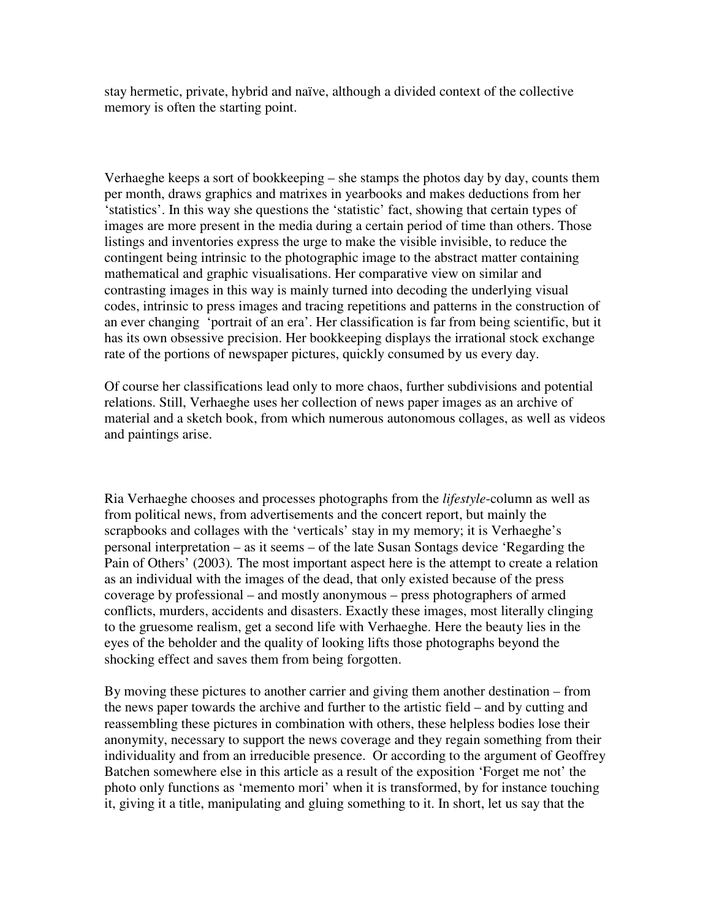stay hermetic, private, hybrid and naïve, although a divided context of the collective memory is often the starting point.

Verhaeghe keeps a sort of bookkeeping – she stamps the photos day by day, counts them per month, draws graphics and matrixes in yearbooks and makes deductions from her 'statistics'. In this way she questions the 'statistic' fact, showing that certain types of images are more present in the media during a certain period of time than others. Those listings and inventories express the urge to make the visible invisible, to reduce the contingent being intrinsic to the photographic image to the abstract matter containing mathematical and graphic visualisations. Her comparative view on similar and contrasting images in this way is mainly turned into decoding the underlying visual codes, intrinsic to press images and tracing repetitions and patterns in the construction of an ever changing 'portrait of an era'. Her classification is far from being scientific, but it has its own obsessive precision. Her bookkeeping displays the irrational stock exchange rate of the portions of newspaper pictures, quickly consumed by us every day.

Of course her classifications lead only to more chaos, further subdivisions and potential relations. Still, Verhaeghe uses her collection of news paper images as an archive of material and a sketch book, from which numerous autonomous collages, as well as videos and paintings arise.

Ria Verhaeghe chooses and processes photographs from the *lifestyle*-column as well as from political news, from advertisements and the concert report, but mainly the scrapbooks and collages with the 'verticals' stay in my memory; it is Verhaeghe's personal interpretation – as it seems – of the late Susan Sontags device 'Regarding the Pain of Others' (2003). The most important aspect here is the attempt to create a relation as an individual with the images of the dead, that only existed because of the press coverage by professional – and mostly anonymous – press photographers of armed conflicts, murders, accidents and disasters. Exactly these images, most literally clinging to the gruesome realism, get a second life with Verhaeghe. Here the beauty lies in the eyes of the beholder and the quality of looking lifts those photographs beyond the shocking effect and saves them from being forgotten.

By moving these pictures to another carrier and giving them another destination – from the news paper towards the archive and further to the artistic field – and by cutting and reassembling these pictures in combination with others, these helpless bodies lose their anonymity, necessary to support the news coverage and they regain something from their individuality and from an irreducible presence. Or according to the argument of Geoffrey Batchen somewhere else in this article as a result of the exposition 'Forget me not' the photo only functions as 'memento mori' when it is transformed, by for instance touching it, giving it a title, manipulating and gluing something to it. In short, let us say that the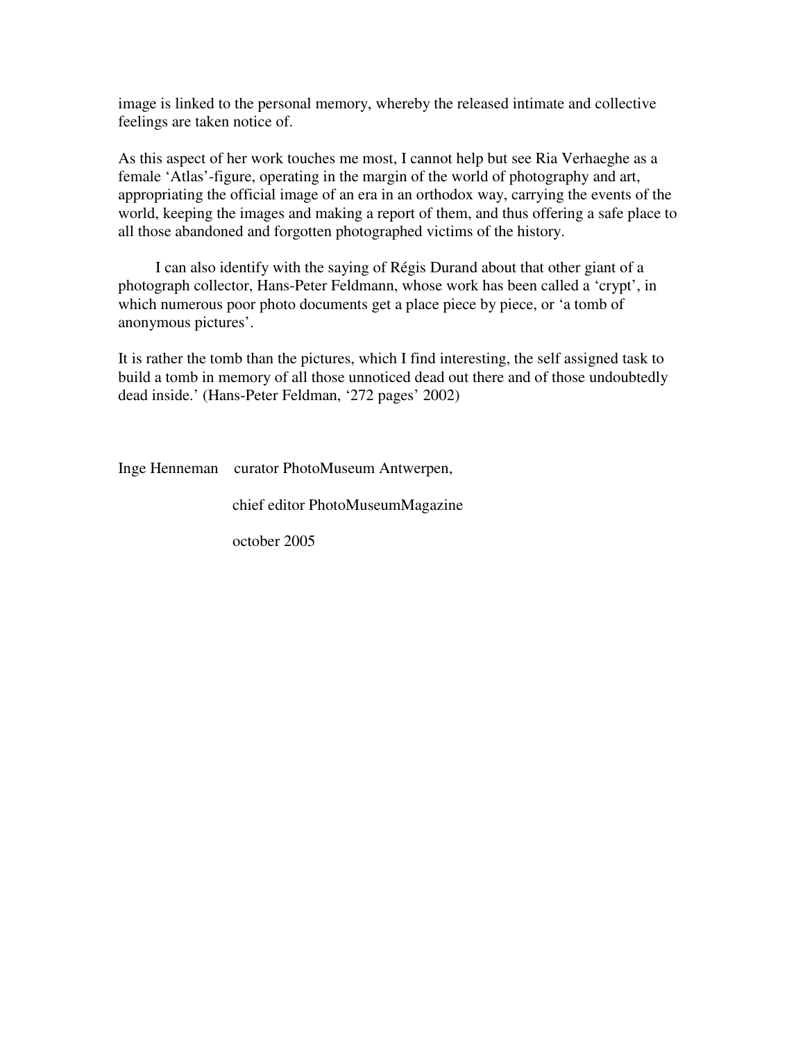image is linked to the personal memory, whereby the released intimate and collective feelings are taken notice of.

As this aspect of her work touches me most, I cannot help but see Ria Verhaeghe as a female 'Atlas'-figure, operating in the margin of the world of photography and art, appropriating the official image of an era in an orthodox way, carrying the events of the world, keeping the images and making a report of them, and thus offering a safe place to all those abandoned and forgotten photographed victims of the history.

I can also identify with the saying of Régis Durand about that other giant of a photograph collector, Hans-Peter Feldmann, whose work has been called a 'crypt', in which numerous poor photo documents get a place piece by piece, or 'a tomb of anonymous pictures'.

It is rather the tomb than the pictures, which I find interesting, the self assigned task to build a tomb in memory of all those unnoticed dead out there and of those undoubtedly dead inside.' (Hans-Peter Feldman, '272 pages' 2002)

Inge Henneman curator PhotoMuseum Antwerpen,

chief editor PhotoMuseumMagazine

october 2005